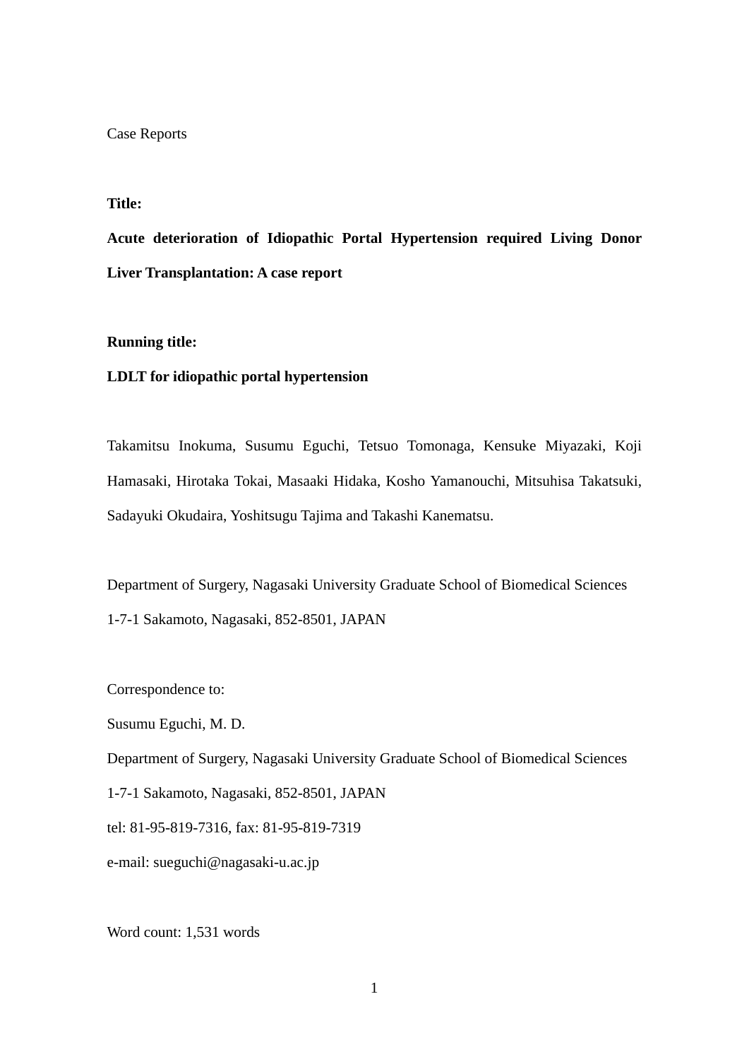Case Reports

**Title:**

**Acute deterioration of Idiopathic Portal Hypertension required Living Donor Liver Transplantation: A case report**

**Running title:**

**LDLT for idiopathic portal hypertension**

Takamitsu Inokuma, Susumu Eguchi, Tetsuo Tomonaga, Kensuke Miyazaki, Koji Hamasaki, Hirotaka Tokai, Masaaki Hidaka, Kosho Yamanouchi, Mitsuhisa Takatsuki, Sadayuki Okudaira, Yoshitsugu Tajima and Takashi Kanematsu.

Department of Surgery, Nagasaki University Graduate School of Biomedical Sciences
1-7-1 Sakamoto, Nagasaki, 852-8501, JAPAN

Correspondence to:
Susumu Eguchi, M. D.
Department of Surgery, Nagasaki University Graduate School of Biomedical Sciences
1-7-1 Sakamoto, Nagasaki, 852-8501, JAPAN
tel: 81-95-819-7316, fax: 81-95-819-7319
e-mail: sueguchi@nagasaki-u.ac.jp

Word count: 1,531 words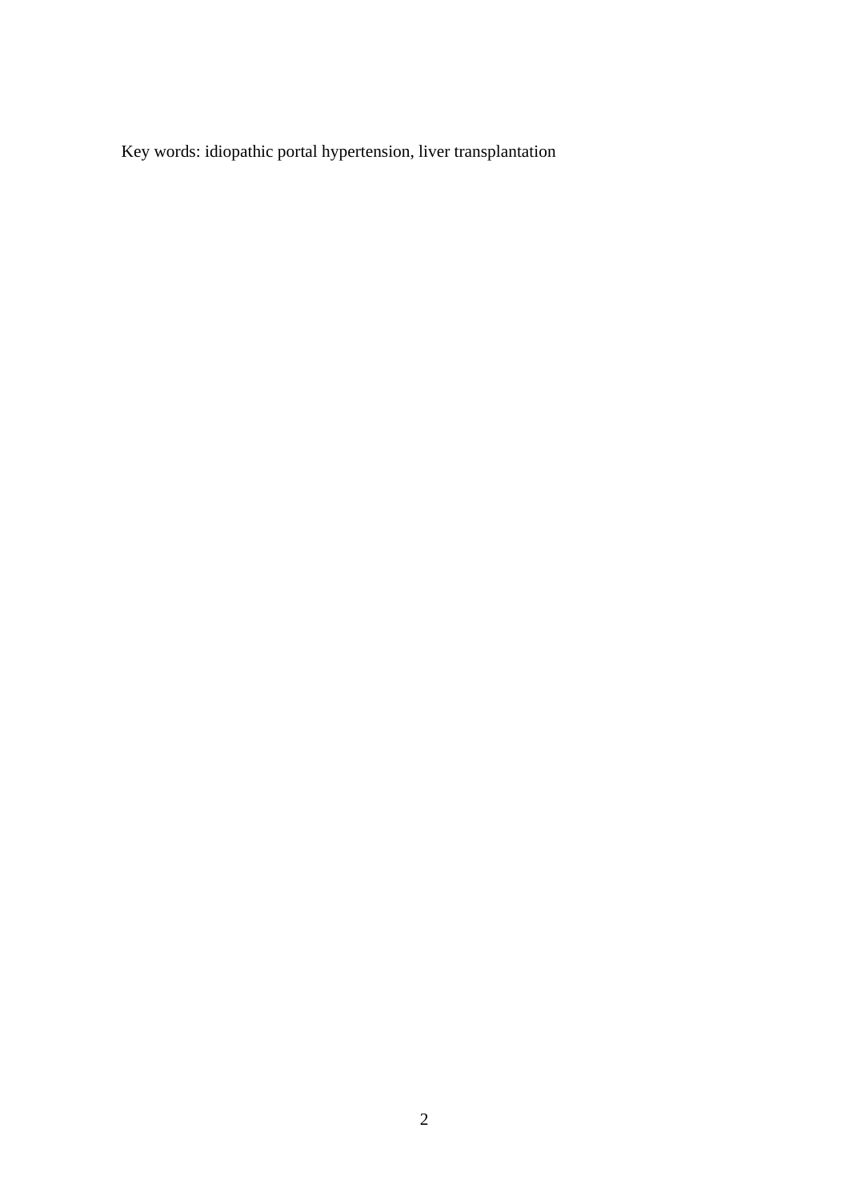Key words: idiopathic portal hypertension, liver transplantation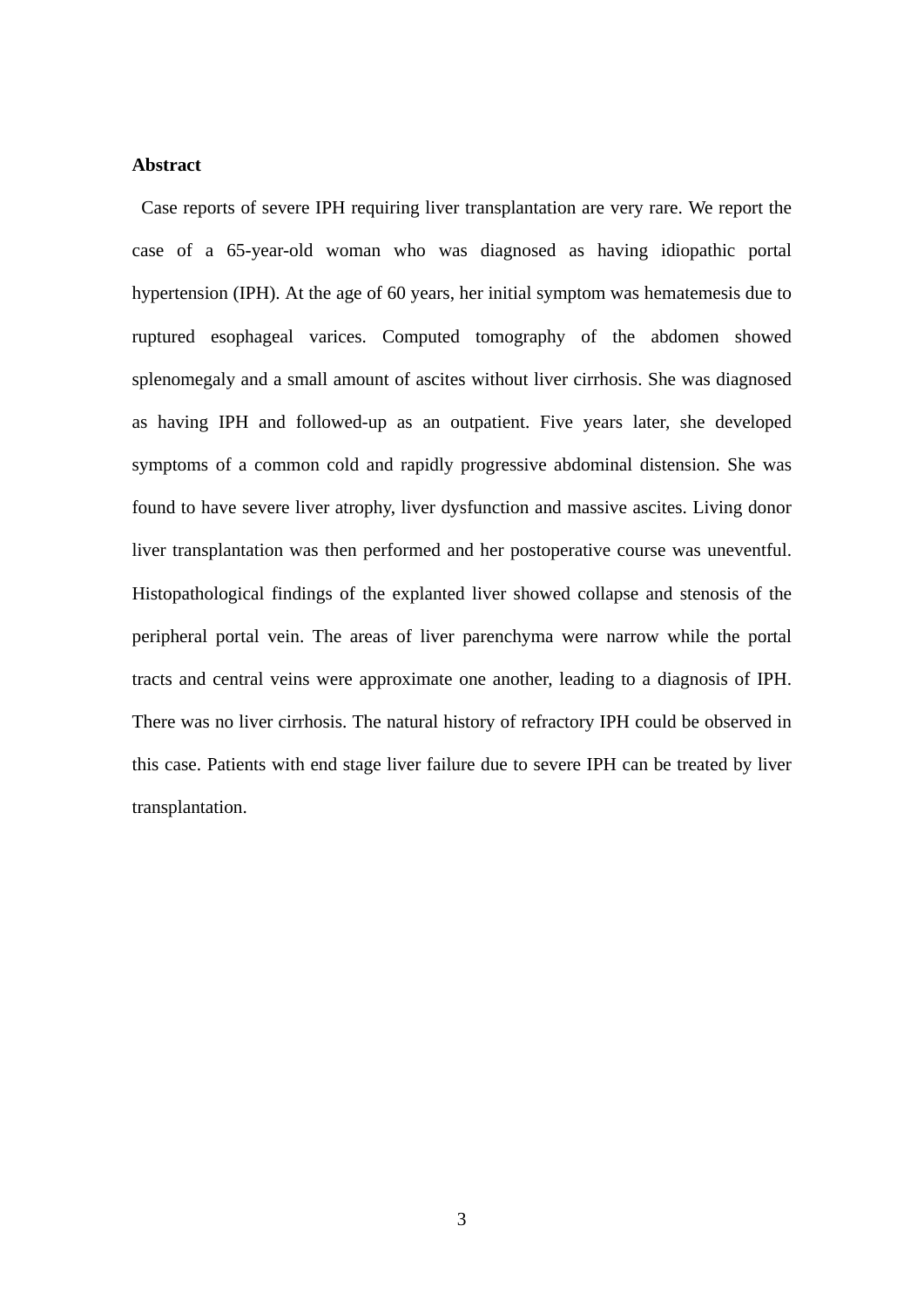## Abstract

Case reports of severe IPH requiring liver transplantation are very rare. We report the case of a 65-year-old woman who was diagnosed as having idiopathic portal hypertension (IPH). At the age of 60 years, her initial symptom was hematemesis due to ruptured esophageal varices. Computed tomography of the abdomen showed splenomegaly and a small amount of ascites without liver cirrhosis. She was diagnosed as having IPH and followed-up as an outpatient. Five years later, she developed symptoms of a common cold and rapidly progressive abdominal distension. She was found to have severe liver atrophy, liver dysfunction and massive ascites. Living donor liver transplantation was then performed and her postoperative course was uneventful. Histopathological findings of the explanted liver showed collapse and stenosis of the peripheral portal vein. The areas of liver parenchyma were narrow while the portal tracts and central veins were approximate one another, leading to a diagnosis of IPH. There was no liver cirrhosis. The natural history of refractory IPH could be observed in this case. Patients with end stage liver failure due to severe IPH can be treated by liver transplantation.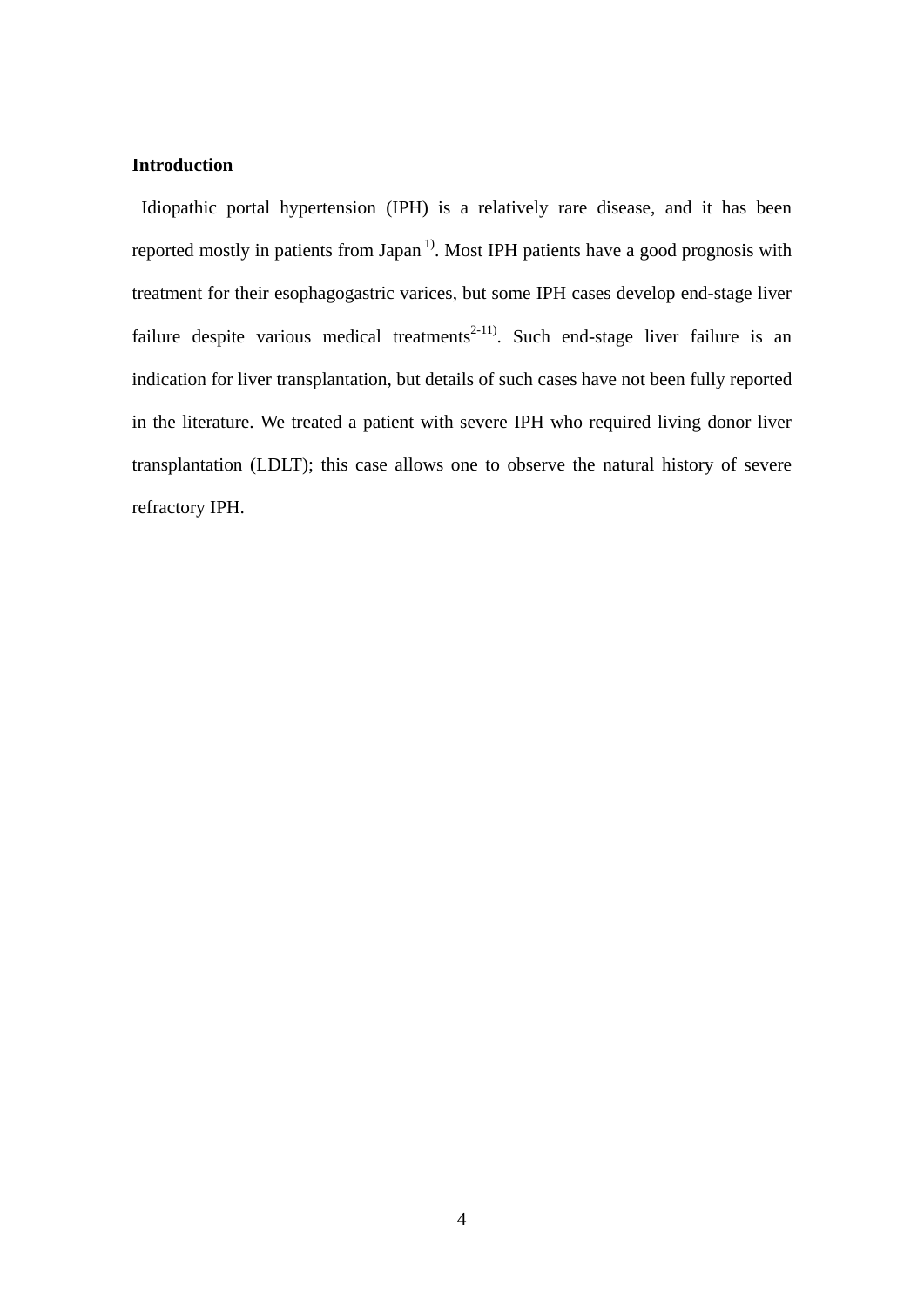**Introduction**

Idiopathic portal hypertension (IPH) is a relatively rare disease, and it has been reported mostly in patients from Japan [1]. Most IPH patients have a good prognosis with treatment for their esophagogastric varices, but some IPH cases develop end-stage liver failure despite various medical treatments[2-11]. Such end-stage liver failure is an indication for liver transplantation, but details of such cases have not been fully reported in the literature. We treated a patient with severe IPH who required living donor liver transplantation (LDLT); this case allows one to observe the natural history of severe refractory IPH.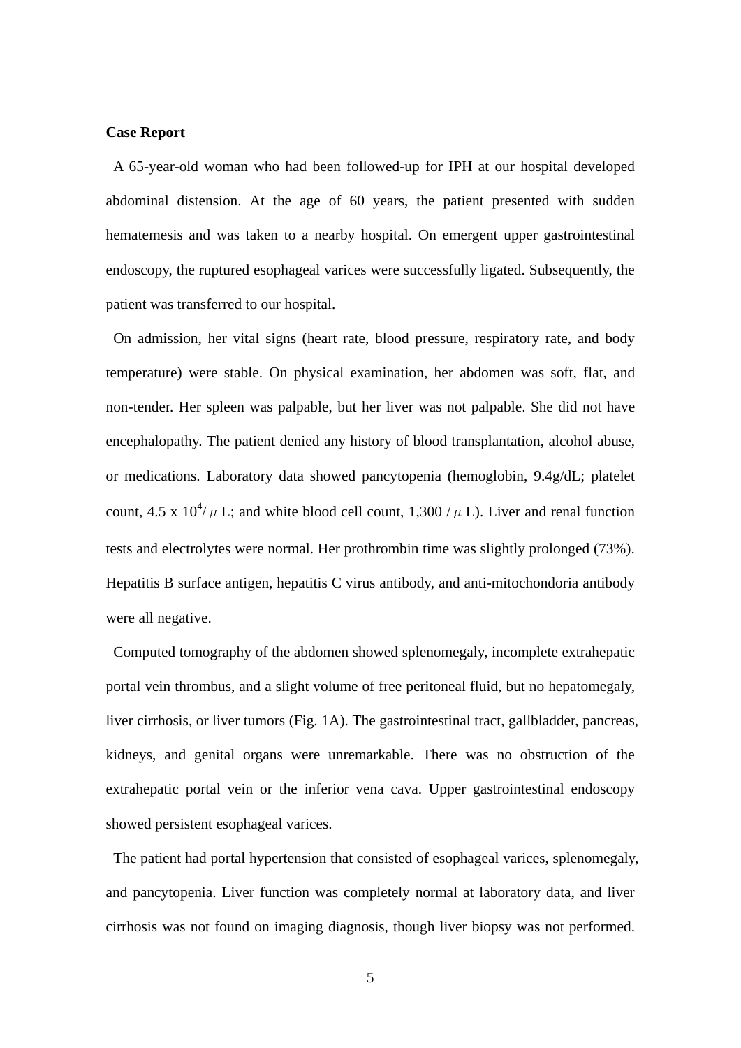**Case Report**

A 65-year-old woman who had been followed-up for IPH at our hospital developed abdominal distension. At the age of 60 years, the patient presented with sudden hematemesis and was taken to a nearby hospital. On emergent upper gastrointestinal endoscopy, the ruptured esophageal varices were successfully ligated. Subsequently, the patient was transferred to our hospital.

On admission, her vital signs (heart rate, blood pressure, respiratory rate, and body temperature) were stable. On physical examination, her abdomen was soft, flat, and non-tender. Her spleen was palpable, but her liver was not palpable. She did not have encephalopathy. The patient denied any history of blood transplantation, alcohol abuse, or medications. Laboratory data showed pancytopenia (hemoglobin, 9.4g/dL; platelet count, 4.5 x $10^4/\mu$ L; and white blood cell count, 1,300 / $\mu$ L). Liver and renal function tests and electrolytes were normal. Her prothrombin time was slightly prolonged (73%). Hepatitis B surface antigen, hepatitis C virus antibody, and anti-mitochondoria antibody were all negative.

Computed tomography of the abdomen showed splenomegaly, incomplete extrahepatic portal vein thrombus, and a slight volume of free peritoneal fluid, but no hepatomegaly, liver cirrhosis, or liver tumors (Fig. 1A). The gastrointestinal tract, gallbladder, pancreas, kidneys, and genital organs were unremarkable. There was no obstruction of the extrahepatic portal vein or the inferior vena cava. Upper gastrointestinal endoscopy showed persistent esophageal varices.

The patient had portal hypertension that consisted of esophageal varices, splenomegaly, and pancytopenia. Liver function was completely normal at laboratory data, and liver cirrhosis was not found on imaging diagnosis, though liver biopsy was not performed.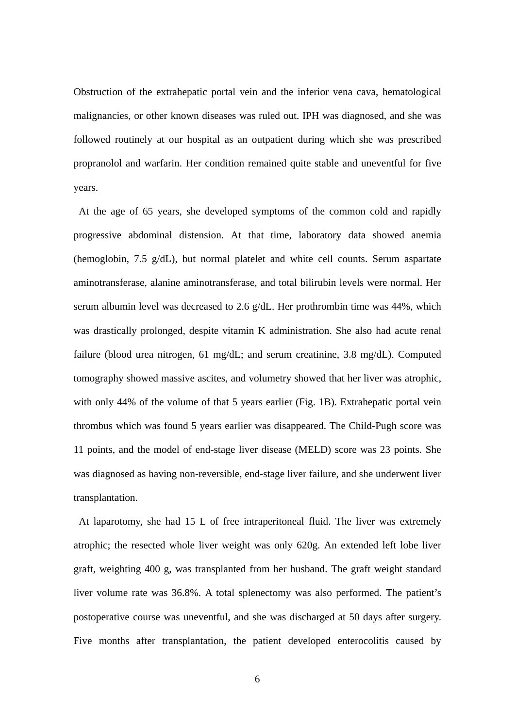Obstruction of the extrahepatic portal vein and the inferior vena cava, hematological malignancies, or other known diseases was ruled out. IPH was diagnosed, and she was followed routinely at our hospital as an outpatient during which she was prescribed propranolol and warfarin. Her condition remained quite stable and uneventful for five years.

At the age of 65 years, she developed symptoms of the common cold and rapidly progressive abdominal distension. At that time, laboratory data showed anemia (hemoglobin, 7.5 g/dL), but normal platelet and white cell counts. Serum aspartate aminotransferase, alanine aminotransferase, and total bilirubin levels were normal. Her serum albumin level was decreased to 2.6 g/dL. Her prothrombin time was 44%, which was drastically prolonged, despite vitamin K administration. She also had acute renal failure (blood urea nitrogen, 61 mg/dL; and serum creatinine, 3.8 mg/dL). Computed tomography showed massive ascites, and volumetry showed that her liver was atrophic, with only 44% of the volume of that 5 years earlier (Fig. 1B). Extrahepatic portal vein thrombus which was found 5 years earlier was disappeared. The Child-Pugh score was 11 points, and the model of end-stage liver disease (MELD) score was 23 points. She was diagnosed as having non-reversible, end-stage liver failure, and she underwent liver transplantation.

At laparotomy, she had 15 L of free intraperitoneal fluid. The liver was extremely atrophic; the resected whole liver weight was only 620g. An extended left lobe liver graft, weighting 400 g, was transplanted from her husband. The graft weight standard liver volume rate was 36.8%. A total splenectomy was also performed. The patient's postoperative course was uneventful, and she was discharged at 50 days after surgery. Five months after transplantation, the patient developed enterocolitis caused by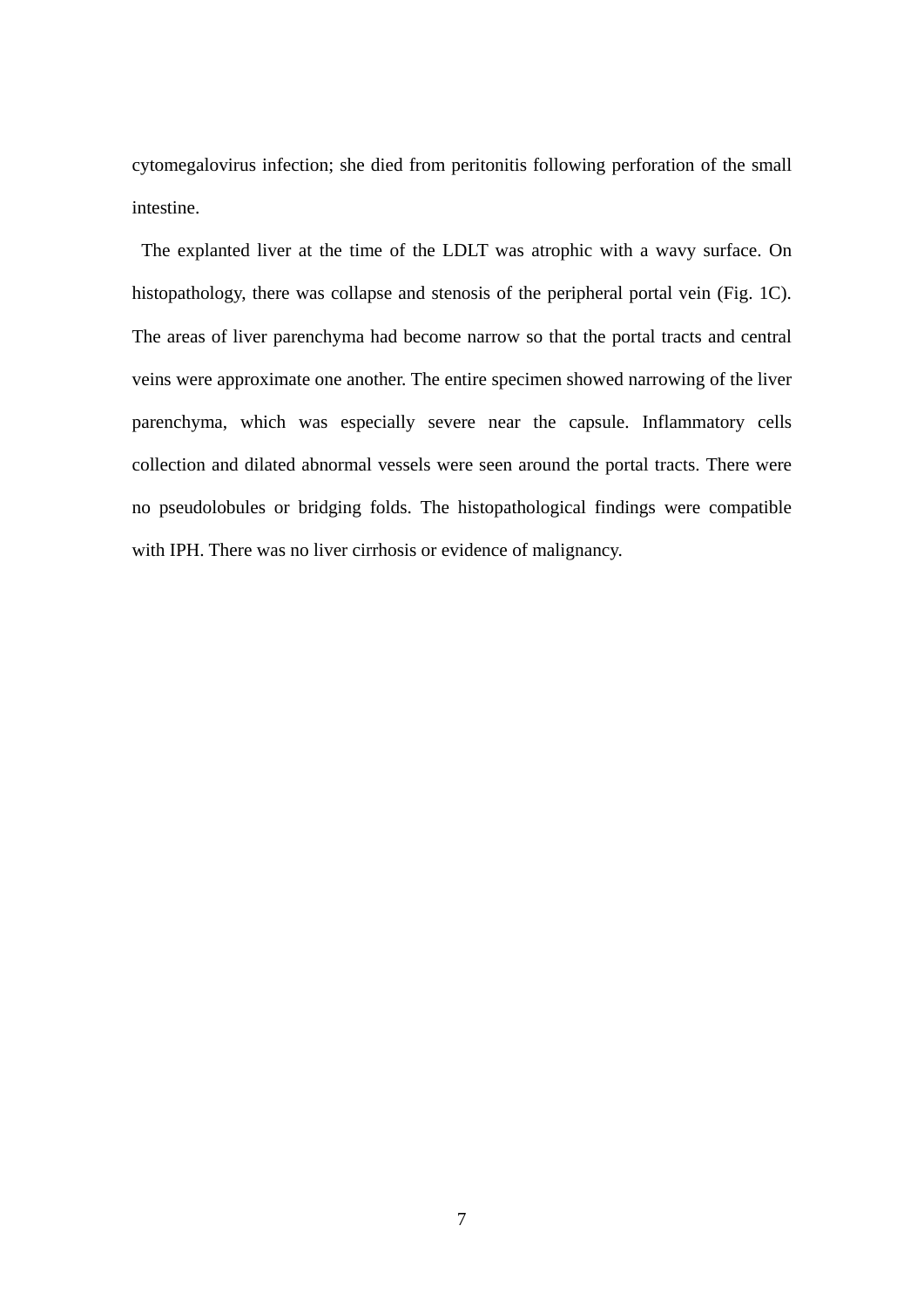cytomegalovirus infection; she died from peritonitis following perforation of the small intestine.

The explanted liver at the time of the LDLT was atrophic with a wavy surface. On histopathology, there was collapse and stenosis of the peripheral portal vein (Fig. 1C). The areas of liver parenchyma had become narrow so that the portal tracts and central veins were approximate one another. The entire specimen showed narrowing of the liver parenchyma, which was especially severe near the capsule. Inflammatory cells collection and dilated abnormal vessels were seen around the portal tracts. There were no pseudolobules or bridging folds. The histopathological findings were compatible with IPH. There was no liver cirrhosis or evidence of malignancy.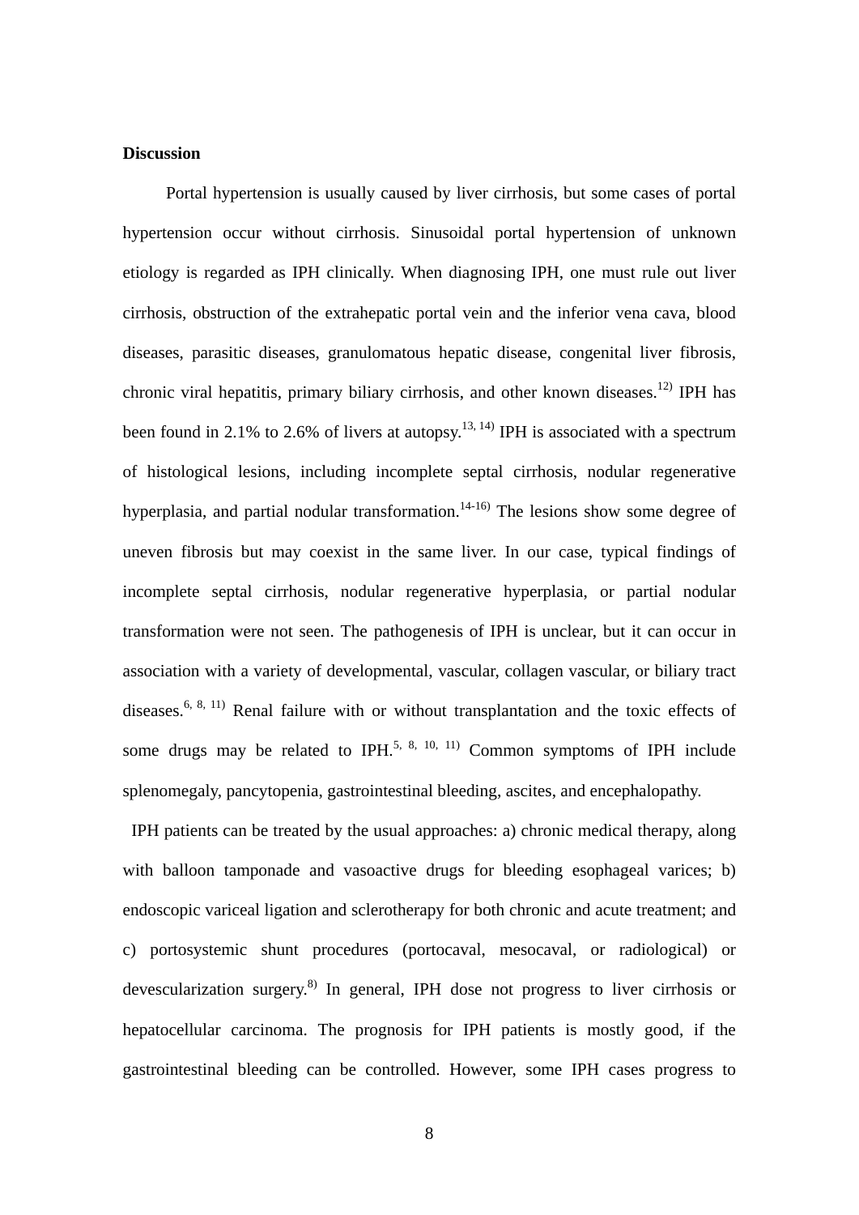**Discussion**

Portal hypertension is usually caused by liver cirrhosis, but some cases of portal hypertension occur without cirrhosis. Sinusoidal portal hypertension of unknown etiology is regarded as IPH clinically. When diagnosing IPH, one must rule out liver cirrhosis, obstruction of the extrahepatic portal vein and the inferior vena cava, blood diseases, parasitic diseases, granulomatous hepatic disease, congenital liver fibrosis, chronic viral hepatitis, primary biliary cirrhosis, and other known diseases.[12)] IPH has been found in 2.1% to 2.6% of livers at autopsy.[13, 14)] IPH is associated with a spectrum of histological lesions, including incomplete septal cirrhosis, nodular regenerative hyperplasia, and partial nodular transformation.[14-16)] The lesions show some degree of uneven fibrosis but may coexist in the same liver. In our case, typical findings of incomplete septal cirrhosis, nodular regenerative hyperplasia, or partial nodular transformation were not seen. The pathogenesis of IPH is unclear, but it can occur in association with a variety of developmental, vascular, collagen vascular, or biliary tract diseases.[6, 8, 11)] Renal failure with or without transplantation and the toxic effects of some drugs may be related to IPH.[5, 8, 10, 11)] Common symptoms of IPH include splenomegaly, pancytopenia, gastrointestinal bleeding, ascites, and encephalopathy.

IPH patients can be treated by the usual approaches: a) chronic medical therapy, along with balloon tamponade and vasoactive drugs for bleeding esophageal varices; b) endoscopic variceal ligation and sclerotherapy for both chronic and acute treatment; and c) portosystemic shunt procedures (portocaval, mesocaval, or radiological) or devescularization surgery.[8)] In general, IPH dose not progress to liver cirrhosis or hepatocellular carcinoma. The prognosis for IPH patients is mostly good, if the gastrointestinal bleeding can be controlled. However, some IPH cases progress to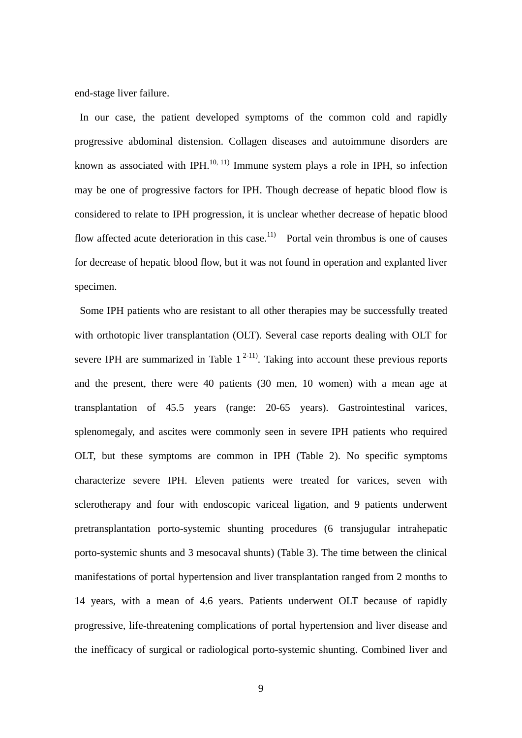end-stage liver failure.

In our case, the patient developed symptoms of the common cold and rapidly progressive abdominal distension. Collagen diseases and autoimmune disorders are known as associated with IPH.[10, 11] Immune system plays a role in IPH, so infection may be one of progressive factors for IPH. Though decrease of hepatic blood flow is considered to relate to IPH progression, it is unclear whether decrease of hepatic blood flow affected acute deterioration in this case.[11] Portal vein thrombus is one of causes for decrease of hepatic blood flow, but it was not found in operation and explanted liver specimen.

Some IPH patients who are resistant to all other therapies may be successfully treated with orthotopic liver transplantation (OLT). Several case reports dealing with OLT for severe IPH are summarized in Table 1 [2-11]. Taking into account these previous reports and the present, there were 40 patients (30 men, 10 women) with a mean age at transplantation of 45.5 years (range: 20-65 years). Gastrointestinal varices, splenomegaly, and ascites were commonly seen in severe IPH patients who required OLT, but these symptoms are common in IPH (Table 2). No specific symptoms characterize severe IPH. Eleven patients were treated for varices, seven with sclerotherapy and four with endoscopic variceal ligation, and 9 patients underwent pretransplantation porto-systemic shunting procedures (6 transjugular intrahepatic porto-systemic shunts and 3 mesocaval shunts) (Table 3). The time between the clinical manifestations of portal hypertension and liver transplantation ranged from 2 months to 14 years, with a mean of 4.6 years. Patients underwent OLT because of rapidly progressive, life-threatening complications of portal hypertension and liver disease and the inefficacy of surgical or radiological porto-systemic shunting. Combined liver and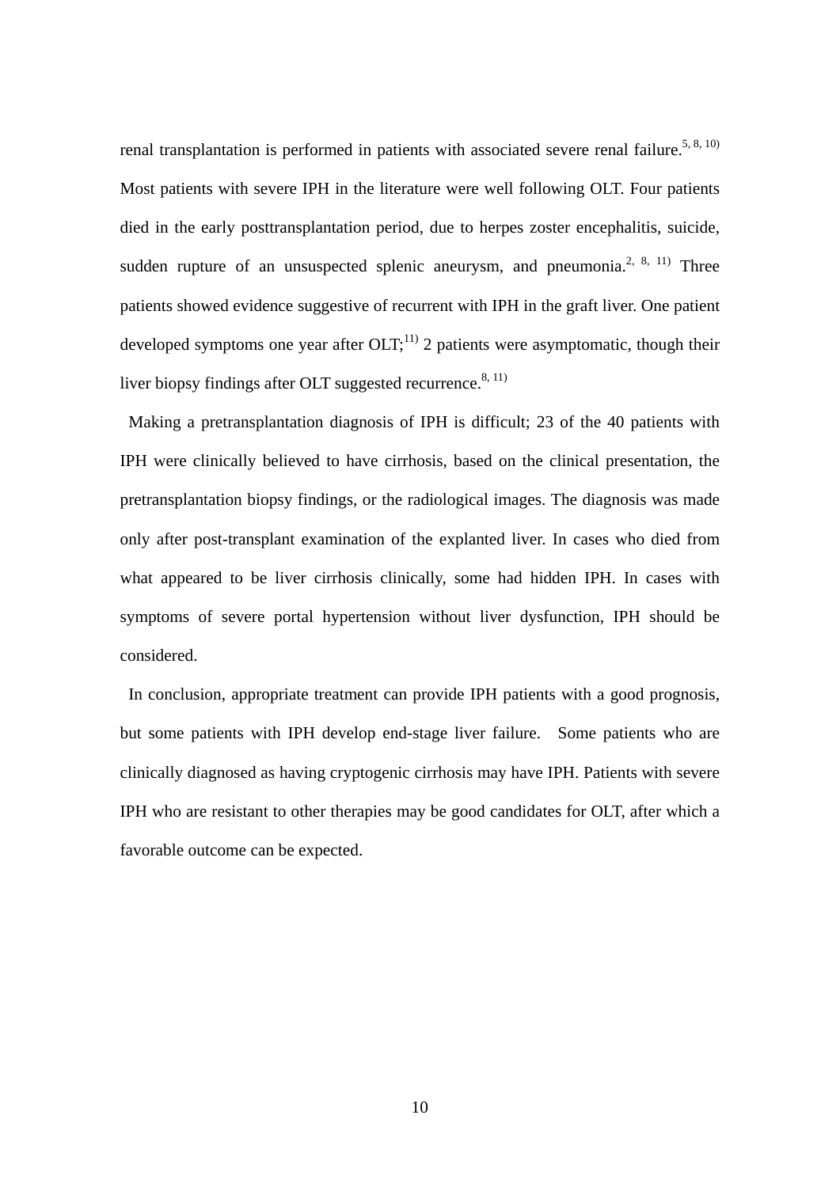renal transplantation is performed in patients with associated severe renal failure.[5, 8, 10) Most patients with severe IPH in the literature were well following OLT. Four patients died in the early posttransplantation period, due to herpes zoster encephalitis, suicide, sudden rupture of an unsuspected splenic aneurysm, and pneumonia.[2, 8, 11) Three patients showed evidence suggestive of recurrent with IPH in the graft liver. One patient developed symptoms one year after OLT;[11) 2 patients were asymptomatic, though their liver biopsy findings after OLT suggested recurrence.[8, 11)

Making a pretransplantation diagnosis of IPH is difficult; 23 of the 40 patients with IPH were clinically believed to have cirrhosis, based on the clinical presentation, the pretransplantation biopsy findings, or the radiological images. The diagnosis was made only after post-transplant examination of the explanted liver. In cases who died from what appeared to be liver cirrhosis clinically, some had hidden IPH. In cases with symptoms of severe portal hypertension without liver dysfunction, IPH should be considered.

In conclusion, appropriate treatment can provide IPH patients with a good prognosis, but some patients with IPH develop end-stage liver failure. Some patients who are clinically diagnosed as having cryptogenic cirrhosis may have IPH. Patients with severe IPH who are resistant to other therapies may be good candidates for OLT, after which a favorable outcome can be expected.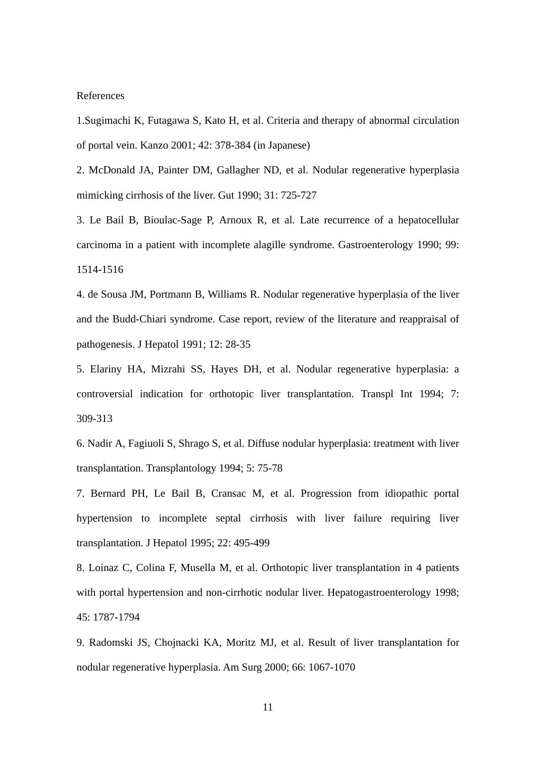References

1.Sugimachi K, Futagawa S, Kato H, et al. Criteria and therapy of abnormal circulation of portal vein. Kanzo 2001; 42: 378-384 (in Japanese)

2. McDonald JA, Painter DM, Gallagher ND, et al. Nodular regenerative hyperplasia mimicking cirrhosis of the liver. Gut 1990; 31: 725-727

3. Le Bail B, Bioulac-Sage P, Arnoux R, et al. Late recurrence of a hepatocellular carcinoma in a patient with incomplete alagille syndrome. Gastroenterology 1990; 99: 1514-1516

4. de Sousa JM, Portmann B, Williams R. Nodular regenerative hyperplasia of the liver and the Budd-Chiari syndrome. Case report, review of the literature and reappraisal of pathogenesis. J Hepatol 1991; 12: 28-35

5. Elariny HA, Mizrahi SS, Hayes DH, et al. Nodular regenerative hyperplasia: a controversial indication for orthotopic liver transplantation. Transpl Int 1994; 7: 309-313

6. Nadir A, Fagiuoli S, Shrago S, et al. Diffuse nodular hyperplasia: treatment with liver transplantation. Transplantology 1994; 5: 75-78

7. Bernard PH, Le Bail B, Cransac M, et al. Progression from idiopathic portal hypertension to incomplete septal cirrhosis with liver failure requiring liver transplantation. J Hepatol 1995; 22: 495-499

8. Loinaz C, Colina F, Musella M, et al. Orthotopic liver transplantation in 4 patients with portal hypertension and non-cirrhotic nodular liver. Hepatogastroenterology 1998; 45: 1787-1794

9. Radomski JS, Chojnacki KA, Moritz MJ, et al. Result of liver transplantation for nodular regenerative hyperplasia. Am Surg 2000; 66: 1067-1070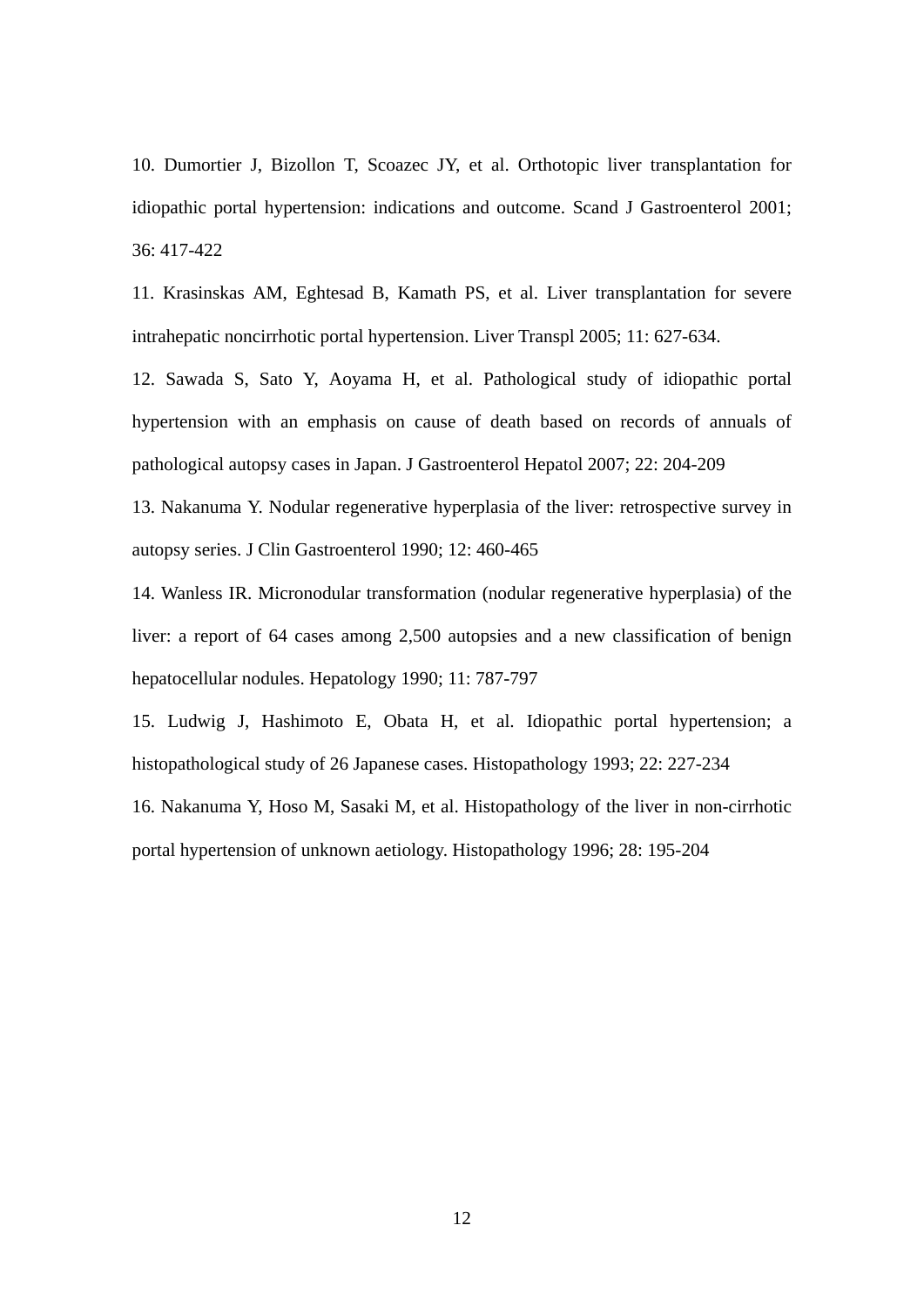10. Dumortier J, Bizollon T, Scoazec JY, et al. Orthotopic liver transplantation for idiopathic portal hypertension: indications and outcome. Scand J Gastroenterol 2001; 36: 417-422

11. Krasinskas AM, Eghtesad B, Kamath PS, et al. Liver transplantation for severe intrahepatic noncirrhotic portal hypertension. Liver Transpl 2005; 11: 627-634.

12. Sawada S, Sato Y, Aoyama H, et al. Pathological study of idiopathic portal hypertension with an emphasis on cause of death based on records of annuals of pathological autopsy cases in Japan. J Gastroenterol Hepatol 2007; 22: 204-209

13. Nakanuma Y. Nodular regenerative hyperplasia of the liver: retrospective survey in autopsy series. J Clin Gastroenterol 1990; 12: 460-465

14. Wanless IR. Micronodular transformation (nodular regenerative hyperplasia) of the liver: a report of 64 cases among 2,500 autopsies and a new classification of benign hepatocellular nodules. Hepatology 1990; 11: 787-797

15. Ludwig J, Hashimoto E, Obata H, et al. Idiopathic portal hypertension; a histopathological study of 26 Japanese cases. Histopathology 1993; 22: 227-234

16. Nakanuma Y, Hoso M, Sasaki M, et al. Histopathology of the liver in non-cirrhotic portal hypertension of unknown aetiology. Histopathology 1996; 28: 195-204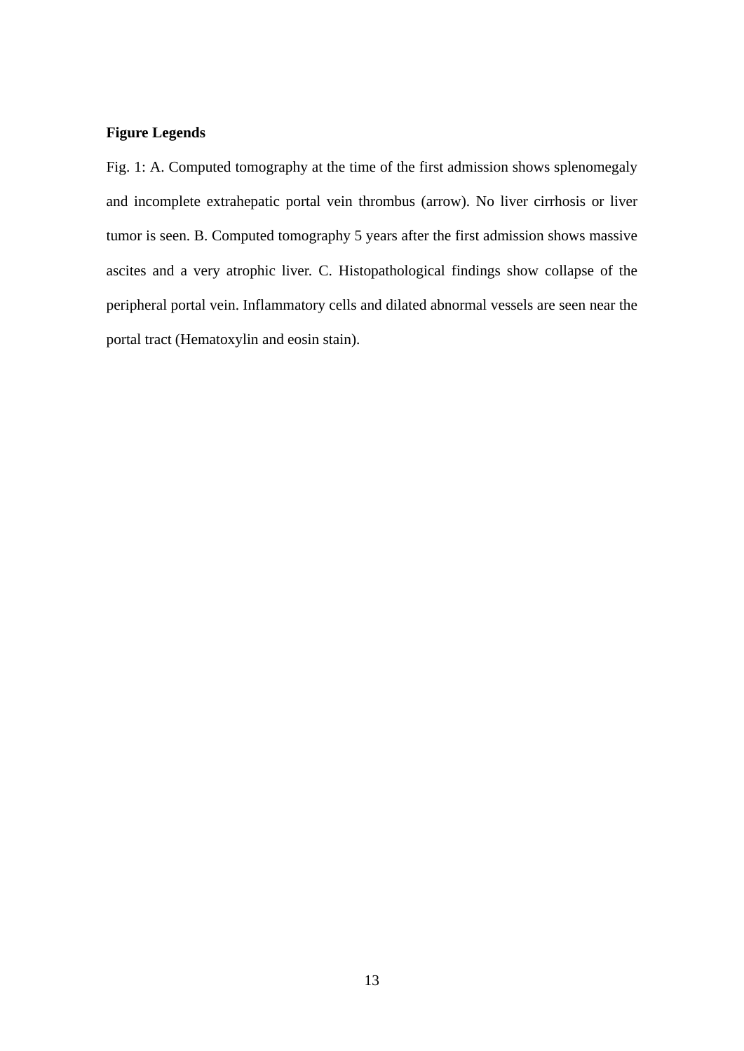**Figure Legends**

Fig. 1: A. Computed tomography at the time of the first admission shows splenomegaly and incomplete extrahepatic portal vein thrombus (arrow). No liver cirrhosis or liver tumor is seen. B. Computed tomography 5 years after the first admission shows massive ascites and a very atrophic liver. C. Histopathological findings show collapse of the peripheral portal vein. Inflammatory cells and dilated abnormal vessels are seen near the portal tract (Hematoxylin and eosin stain).